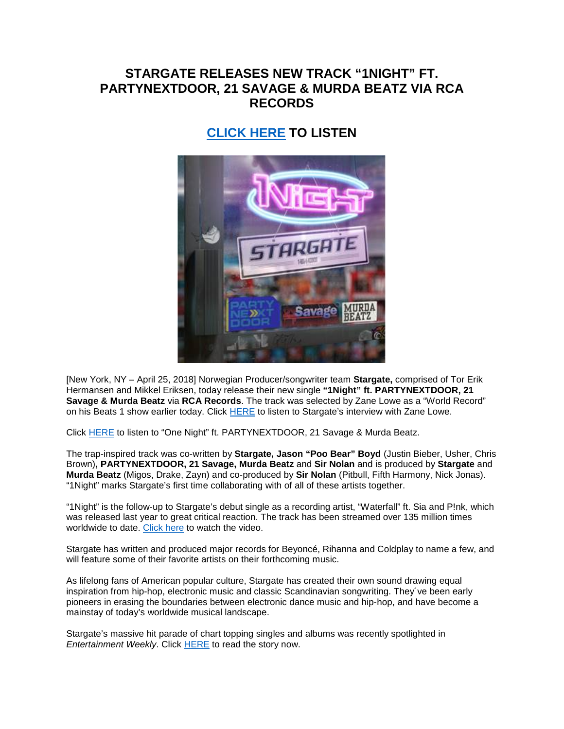# STARGATE RELEASES NEW TRACK "1NIGHT" FT. PARTYNEXTDOOR, 21 SAVAGE & MURDA BEATZ VIA RCA RECORDS

## CLICK HERE TO LISTEN

[New York, NY – April 25, 2018] Norwegian Producer/songwriter team **Stargate,** comprised of Tor Erik Hermansen and Mikkel Eriksen, today release their new single **"1Night" ft. PARTYNEXTDOOR, 21 Savage & Murda Beatz** via **RCA Records**. The track was selected by Zane Lowe as a "World Record" on his Beats 1 show earlier today. Click HERE to listen to Stargate's interview with Zane Lowe.

Click HERE to listen to "One Night" ft. PARTYNEXTDOOR, 21 Savage & Murda Beatz.

The trap-inspired track was co-written by **Stargate, Jason "Poo Bear" Boyd** (Justin Bieber, Usher, Chris Brown)**, PARTYNEXTDOOR, 21 Savage, Murda Beatz** and **Sir Nolan** and is produced by **Stargate** and **Murda Beatz** (Migos, Drake, Zayn) and co-produced by **Sir Nolan** (Pitbull, Fifth Harmony, Nick Jonas). "1Night" marks Stargate's first time collaborating with of all of these artists together.

"1Night" is the follow-up to Stargate's debut single as a recording artist, "Waterfall" ft. Sia and P!nk, which was released last year to great critical reaction. The track has been streamed over 135 million times worldwide to date. Click here to watch the video.

Stargate has written and produced major records for Beyoncé, Rihanna and Coldplay to name a few, and will feature some of their favorite artists on their forthcoming music.

As lifelong fans of American popular culture, Stargate has created their own sound drawing equal inspiration from hip-hop, electronic music and classic Scandinavian songwriting. They´ve been early pioneers in erasing the boundaries between electronic dance music and hip-hop, and have become a mainstay of today's worldwide musical landscape.

Stargate's massive hit parade of chart topping singles and albums was recently spotlighted in *Entertainment Weekly*. Click HERE to read the story now.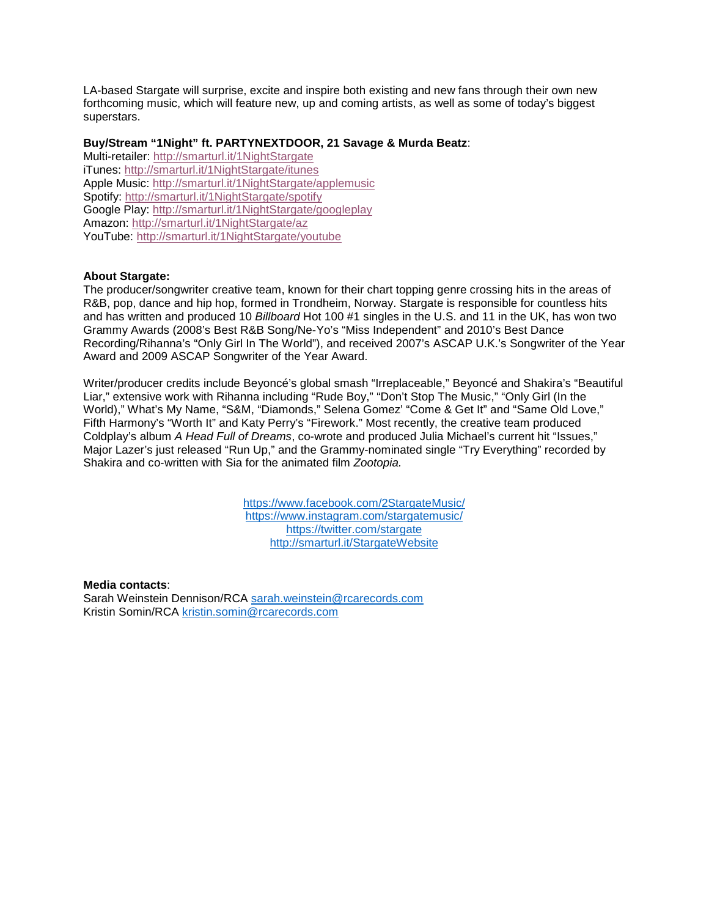LA-based Stargate will surprise, excite and inspire both existing and new fans through their own new forthcoming music, which will feature new, up and coming artists, as well as some of today's biggest superstars.

**Buy/Stream "1Night" ft. PARTYNEXTDOOR, 21 Savage & Murda Beatz**:
Multi-retailer: http://smarturl.it/1NightStargate
iTunes: http://smarturl.it/1NightStargate/itunes
Apple Music: http://smarturl.it/1NightStargate/applemusic
Spotify: http://smarturl.it/1NightStargate/spotify
Google Play: http://smarturl.it/1NightStargate/googleplay
Amazon: http://smarturl.it/1NightStargate/az
YouTube: http://smarturl.it/1NightStargate/youtube

**About Stargate:**
The producer/songwriter creative team, known for their chart topping genre crossing hits in the areas of R&B, pop, dance and hip hop, formed in Trondheim, Norway. Stargate is responsible for countless hits and has written and produced 10 *Billboard* Hot 100 #1 singles in the U.S. and 11 in the UK, has won two Grammy Awards (2008's Best R&B Song/Ne-Yo's "Miss Independent" and 2010's Best Dance Recording/Rihanna's "Only Girl In The World"), and received 2007's ASCAP U.K.'s Songwriter of the Year Award and 2009 ASCAP Songwriter of the Year Award.

Writer/producer credits include Beyoncé's global smash "Irreplaceable," Beyoncé and Shakira's "Beautiful Liar," extensive work with Rihanna including "Rude Boy," "Don't Stop The Music," "Only Girl (In the World)," What's My Name, "S&M, "Diamonds," Selena Gomez' "Come & Get It" and "Same Old Love," Fifth Harmony's "Worth It" and Katy Perry's "Firework." Most recently, the creative team produced Coldplay's album *A Head Full of Dreams*, co-wrote and produced Julia Michael's current hit "Issues," Major Lazer's just released "Run Up," and the Grammy-nominated single "Try Everything" recorded by Shakira and co-written with Sia for the animated film *Zootopia.*

https://www.facebook.com/2StargateMusic/
https://www.instagram.com/stargatemusic/
https://twitter.com/stargate
http://smarturl.it/StargateWebsite

**Media contacts**:
Sarah Weinstein Dennison/RCA sarah.weinstein@rcarecords.com
Kristin Somin/RCA kristin.somin@rcarecords.com